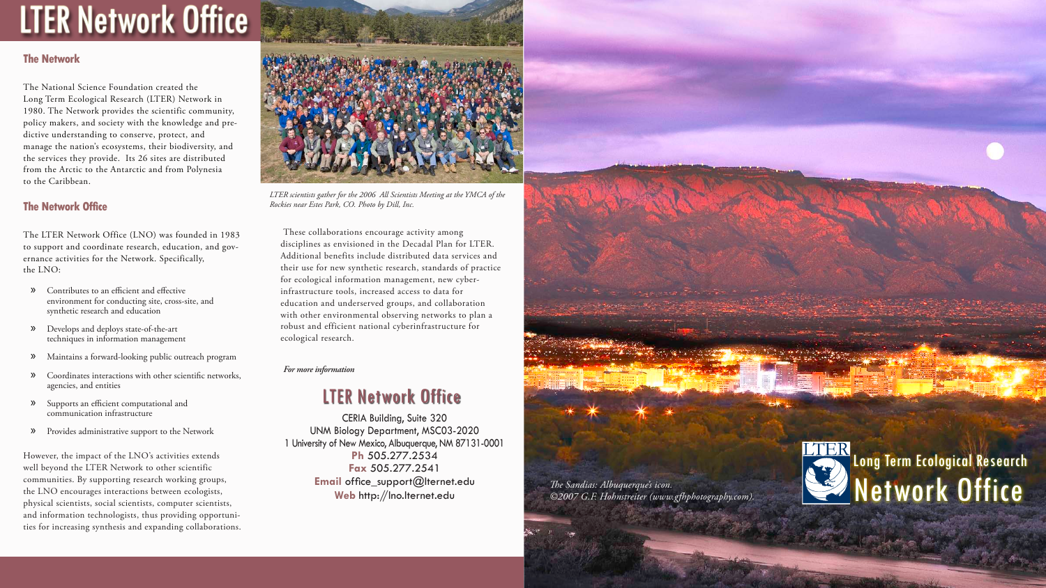# LTER Network Office

## The Network

The National Science Foundation created the Long Term Ecological Research (LTER) Network in 1980. The Network provides the scientific community, policy makers, and society with the knowledge and predictive understanding to conserve, protect, and manage the nation's ecosystems, their biodiversity, and the services they provide. Its 26 sites are distributed from the Arctic to the Antarctic and from Polynesia to the Caribbean.

## The Network Office

The LTER Network Office (LNO) was founded in 1983 to support and coordinate research, education, and governance activities for the Network. Specifically, the LNO:

- Contributes to an efficient and effective environment for conducting site, cross-site, and synthetic research and education
- Develops and deploys state-of-the-art techniques in information management
- Maintains a forward-looking public outreach program
- Coordinates interactions with other scientific networks, agencies, and entities
- Supports an efficient computational and communication infrastructure
- Provides administrative support to the Network

However, the impact of the LNO's activities extends well beyond the LTER Network to other scientific communities. By supporting research working groups, the LNO encourages interactions between ecologists, physical scientists, social scientists, computer scientists, and information technologists, thus providing opportunities for increasing synthesis and expanding collaborations.

*LTER scientists gather for the 2006 All Scientists Meeting at the YMCA of the Rockies near Estes Park, CO. Photo by Dill, Inc.*

These collaborations encourage activity among disciplines as envisioned in the Decadal Plan for LTER. Additional benefits include distributed data services and their use for new synthetic research, standards of practice for ecological information management, new cyberinfrastructure tools, increased access to data for education and underserved groups, and collaboration with other environmental observing networks to plan a robust and efficient national cyberinfrastructure for ecological research.

***For more information***

## LTER Network Office

CERIA Building, Suite 320
UNM Biology Department, MSC03-2020
1 University of New Mexico, Albuquerque, NM 87131-0001
**Ph** 505.277.2534
**Fax** 505.277.2541
**Email** office_support@lternet.edu
**Web** http://lno.lternet.edu

*The Sandias: Albuquerque's icon. ©2007 G.F. Hohnstreiter (www.gfhphotography.com).*

LTER
Long Term Ecological Research
Network Office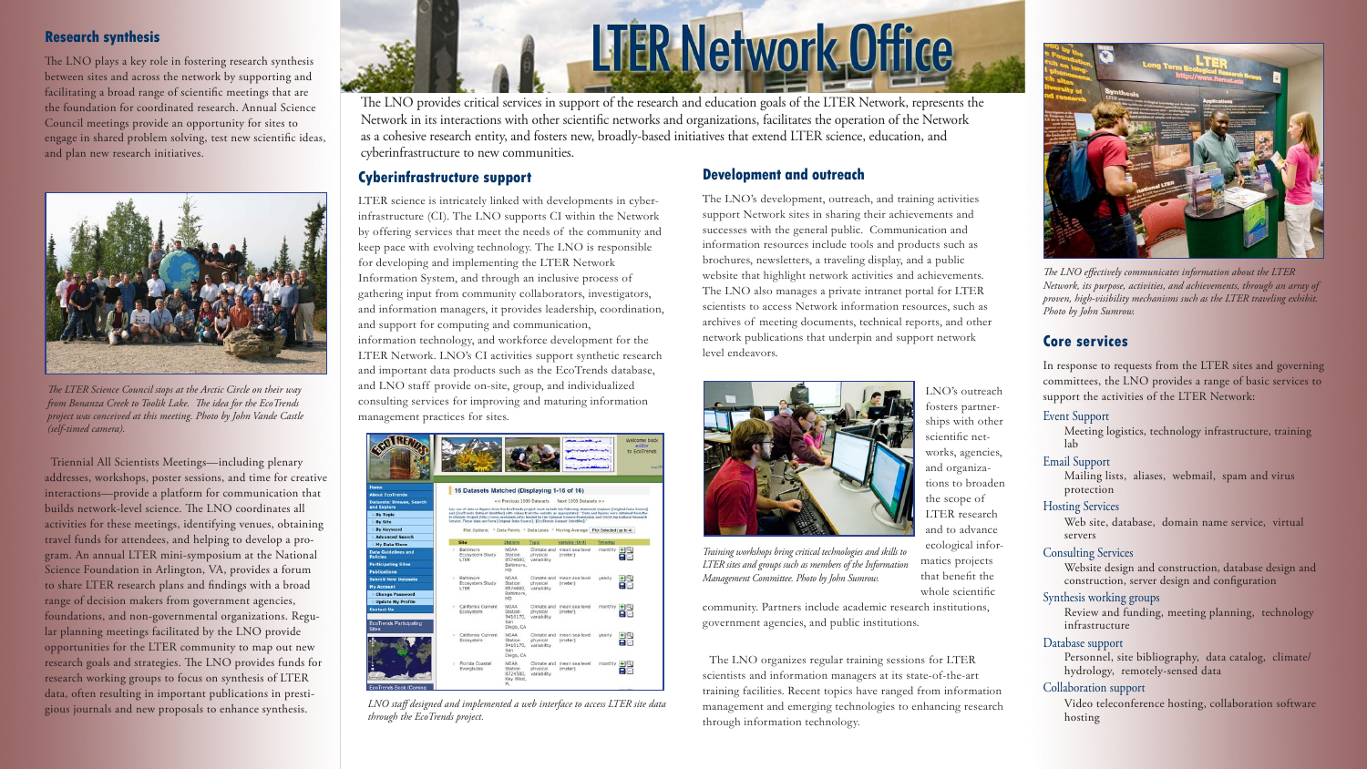# LTER Network Office

The LNO provides critical services in support of the research and education goals of the LTER Network, represents the Network in its interactions with other scientific networks and organizations, facilitates the operation of the Network as a cohesive research entity, and fosters new, broadly-based initiatives that extend LTER science, education, and cyberinfrastructure to new communities.

## Research synthesis

The LNO plays a key role in fostering research synthesis between sites and across the network by supporting and facilitating a broad range of scientific meetings that are the foundation for coordinated research. Annual Science Council meetings provide an opportunity for sites to engage in shared problem solving, test new scientific ideas, and plan new research initiatives.

*The LTER Science Council stops at the Arctic Circle on their way from Bonanza Creek to Toolik Lake. The idea for the EcoTrends project was conceived at this meeting. Photo by John Vande Castle (self-timed camera).*

Triennial All Scientists Meetings—including plenary addresses, workshops, poster sessions, and time for creative interactions—provide a platform for communication that builds network-level science. The LNO coordinates all activities for these meetings, identifying venues, obtaining travel funds for attendees, and helping to develop a program. An annual LTER mini-symposium at the National Science Foundation in Arlington, VA, provides a forum to share LTER research plans and findings with a broad range of decision makers from government agencies, foundations, and non-governmental organizations. Regular planning meetings facilitated by the LNO provide opportunities for the LTER community to map out new research goals and strategies. The LNO provides funds for research working groups to focus on synthesis of LTER data, often resulting in important publications in prestigious journals and new proposals to enhance synthesis.

## Cyberinfrastructure support

LTER science is intricately linked with developments in cyberinfrastructure (CI). The LNO supports CI within the Network by offering services that meet the needs of the community and keep pace with evolving technology. The LNO is responsible for developing and implementing the LTER Network Information System, and through an inclusive process of gathering input from community collaborators, investigators, and information managers, it provides leadership, coordination, and support for computing and communication, information technology, and workforce development for the LTER Network. LNO's CI activities support synthetic research and important data products such as the EcoTrends database, and LNO staff provide on-site, group, and individualized consulting services for improving and maturing information management practices for sites.

*LNO staff designed and implemented a web interface to access LTER site data through the EcoTrends project.*

## Development and outreach

The LNO's development, outreach, and training activities support Network sites in sharing their achievements and successes with the general public. Communication and information resources include tools and products such as brochures, newsletters, a traveling display, and a public website that highlight network activities and achievements. The LNO also manages a private intranet portal for LTER scientists to access Network information resources, such as archives of meeting documents, technical reports, and other network publications that underpin and support network level endeavors.

*Training workshops bring critical technologies and skills to LTER sites and groups such as members of the Information Management Committee. Photo by John Sumrow.*

LNO's outreach fosters partnerships with other scientific networks, agencies, and organizations to broaden the scope of LTER research and to advance ecological informatics projects that benefit the whole scientific community. Partners include academic research institutions, government agencies, and public institutions.

The LNO organizes regular training sessions for LTER scientists and information managers at its state-of-the-art training facilities. Recent topics have ranged from information management practices and emerging technologies to enhancing research through information technology.

*The LNO effectively communicates information about the LTER Network, its purpose, activities, and achievements, through an array of proven, high-visibility mechanisms such as the LTER traveling exhibit. Photo by John Sumrow.*

## Core services

In response to requests from the LTER sites and governing committees, the LNO provides a range of basic services to support the activities of the LTER Network:

**Event Support**
Meeting logistics, technology infrastructure, training lab

**Email Support**
Mailing lists, aliases, webmail, spam and virus protection

**Hosting Services**
Web site, database, domain name service, virtual servers

**Consulting Services**
Website design and construction, database design and construction, server design and configuration

**Synthesis working groups**
Review and funding, meeting planning, technology infrastructure

**Database support**
Personnel, site bibliography, data catalog, climate/hydrology, remotely-sensed data

**Collaboration support**
Video teleconference hosting, collaboration software hosting